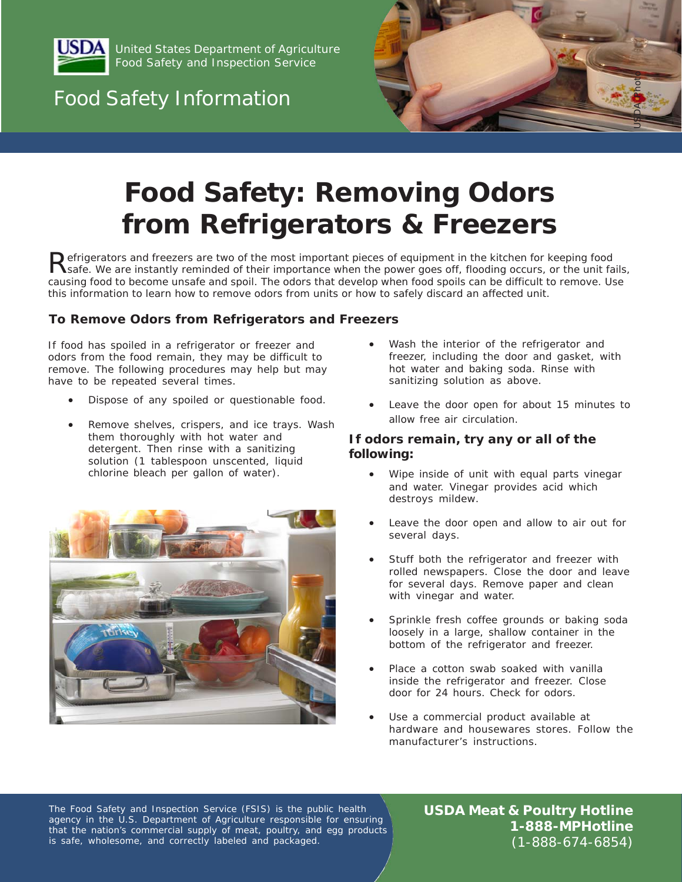United States Department of Agriculture
Food Safety and Inspection Service

Food Safety Information

# Food Safety: Removing Odors from Refrigerators & Freezers

Refrigerators and freezers are two of the most important pieces of equipment in the kitchen for keeping food safe. We are instantly reminded of their importance when the power goes off, flooding occurs, or the unit fails, causing food to become unsafe and spoil. The odors that develop when food spoils can be difficult to remove. Use this information to learn how to remove odors from units or how to safely discard an affected unit.

## To Remove Odors from Refrigerators and Freezers

If food has spoiled in a refrigerator or freezer and odors from the food remain, they may be difficult to remove. The following procedures may help but may have to be repeated several times.

- Dispose of any spoiled or questionable food.
- Remove shelves, crispers, and ice trays. Wash them thoroughly with hot water and detergent. Then rinse with a sanitizing solution (1 tablespoon unscented, liquid chlorine bleach per gallon of water).
- Wash the interior of the refrigerator and freezer, including the door and gasket, with hot water and baking soda. Rinse with sanitizing solution as above.
- Leave the door open for about 15 minutes to allow free air circulation.

### If odors remain, try any or all of the following:

- Wipe inside of unit with equal parts vinegar and water. Vinegar provides acid which destroys mildew.
- Leave the door open and allow to air out for several days.
- Stuff both the refrigerator and freezer with rolled newspapers. Close the door and leave for several days. Remove paper and clean with vinegar and water.
- Sprinkle fresh coffee grounds or baking soda loosely in a large, shallow container in the bottom of the refrigerator and freezer.
- Place a cotton swab soaked with vanilla inside the refrigerator and freezer. Close door for 24 hours. Check for odors.
- Use a commercial product available at hardware and housewares stores. Follow the manufacturer's instructions.

The Food Safety and Inspection Service (FSIS) is the public health agency in the U.S. Department of Agriculture responsible for ensuring that the nation's commercial supply of meat, poultry, and egg products is safe, wholesome, and correctly labeled and packaged.

**USDA Meat & Poultry Hotline**
**1-888-MPHotline**
(1-888-674-6854)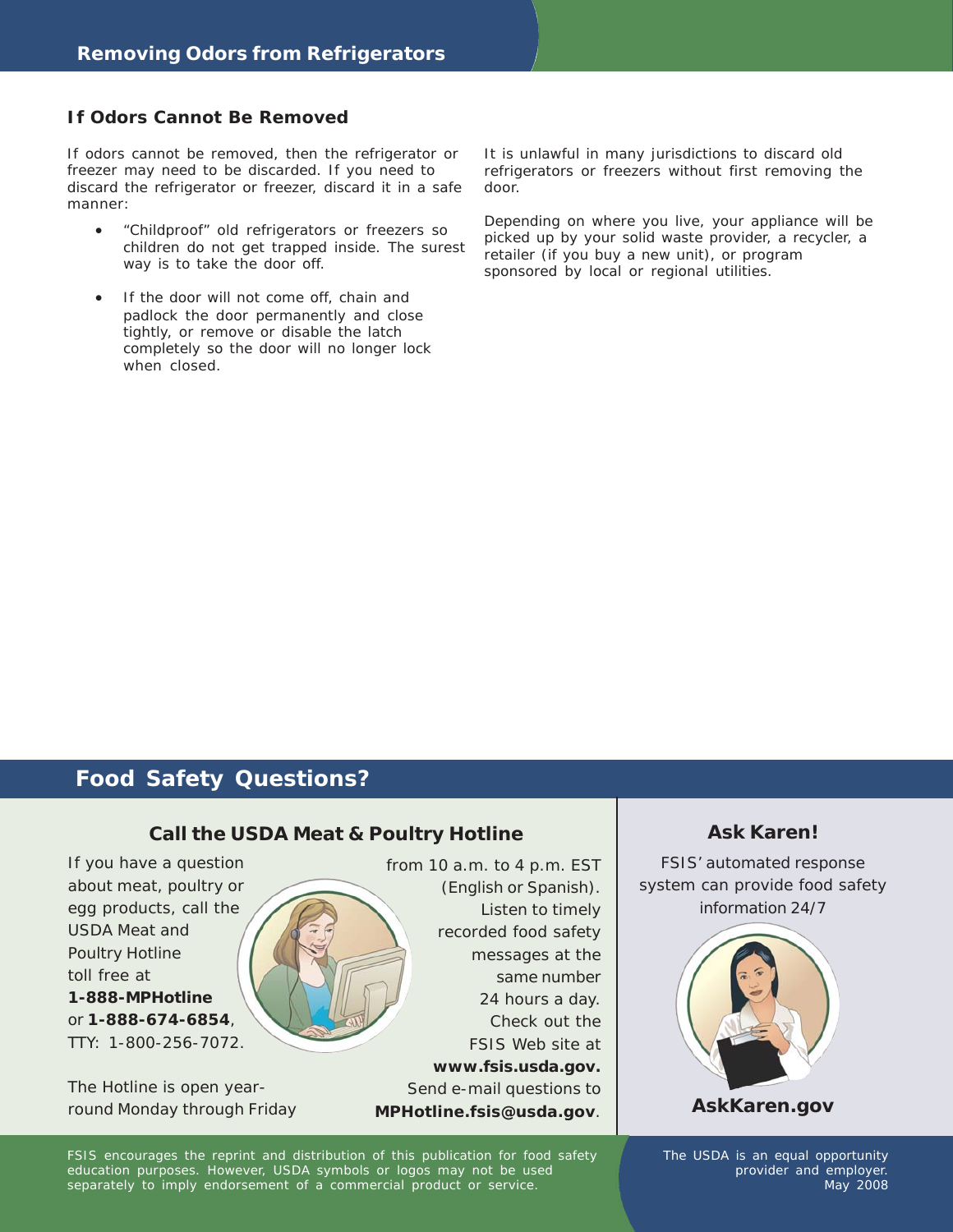## Removing Odors from Refrigerators

### If Odors Cannot Be Removed

If odors cannot be removed, then the refrigerator or freezer may need to be discarded. If you need to discard the refrigerator or freezer, discard it in a safe manner:

- "Childproof" old refrigerators or freezers so children do not get trapped inside. The surest way is to take the door off.
- If the door will not come off, chain and padlock the door permanently and close tightly, or remove or disable the latch completely so the door will no longer lock when closed.

It is unlawful in many jurisdictions to discard old refrigerators or freezers without first removing the door.

Depending on where you live, your appliance will be picked up by your solid waste provider, a recycler, a retailer (if you buy a new unit), or program sponsored by local or regional utilities.

## Food Safety Questions?

### Call the USDA Meat & Poultry Hotline

If you have a question about meat, poultry or egg products, call the USDA Meat and Poultry Hotline toll free at **1-888-MPHotline** or **1-888-674-6854**, TTY: 1-800-256-7072.

The Hotline is open year-round Monday through Friday from 10 a.m. to 4 p.m. EST (English or Spanish). Listen to timely recorded food safety messages at the same number 24 hours a day. Check out the FSIS Web site at **www.fsis.usda.gov.** Send e-mail questions to **MPHotline.fsis@usda.gov**.

### Ask Karen!

FSIS' automated response system can provide food safety information 24/7

**AskKaren.gov**

FSIS encourages the reprint and distribution of this publication for food safety education purposes. However, USDA symbols or logos may not be used separately to imply endorsement of a commercial product or service.

The USDA is an equal opportunity provider and employer.
May 2008